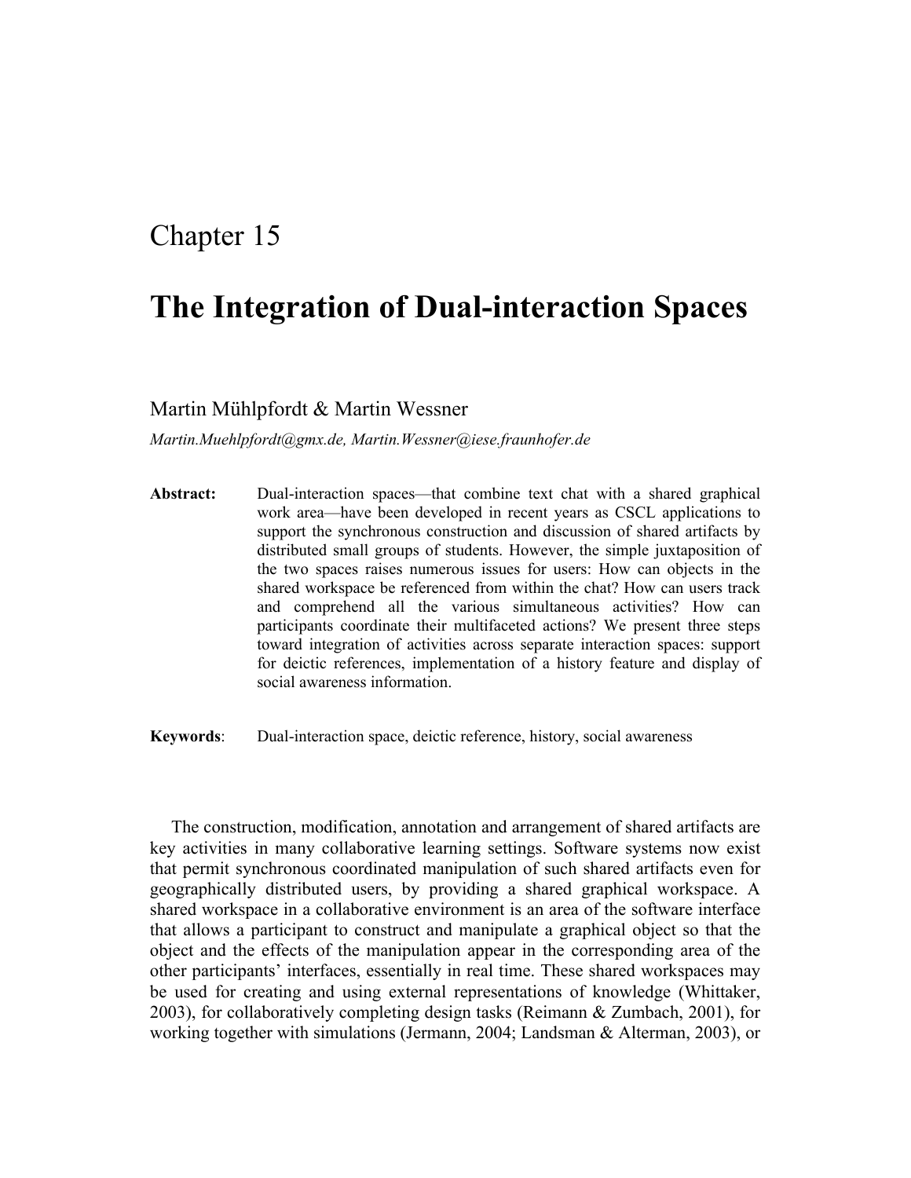Chapter 15

# The Integration of Dual-interaction Spaces

Martin Mühlpfordt & Martin Wessner

*Martin.Muehlpfordt@gmx.de, Martin.Wessner@iese.fraunhofer.de*

**Abstract:** Dual-interaction spaces—that combine text chat with a shared graphical work area—have been developed in recent years as CSCL applications to support the synchronous construction and discussion of shared artifacts by distributed small groups of students. However, the simple juxtaposition of the two spaces raises numerous issues for users: How can objects in the shared workspace be referenced from within the chat? How can users track and comprehend all the various simultaneous activities? How can participants coordinate their multifaceted actions? We present three steps toward integration of activities across separate interaction spaces: support for deictic references, implementation of a history feature and display of social awareness information.

**Keywords**: Dual-interaction space, deictic reference, history, social awareness

The construction, modification, annotation and arrangement of shared artifacts are key activities in many collaborative learning settings. Software systems now exist that permit synchronous coordinated manipulation of such shared artifacts even for geographically distributed users, by providing a shared graphical workspace. A shared workspace in a collaborative environment is an area of the software interface that allows a participant to construct and manipulate a graphical object so that the object and the effects of the manipulation appear in the corresponding area of the other participants' interfaces, essentially in real time. These shared workspaces may be used for creating and using external representations of knowledge (Whittaker, 2003), for collaboratively completing design tasks (Reimann & Zumbach, 2001), for working together with simulations (Jermann, 2004; Landsman & Alterman, 2003), or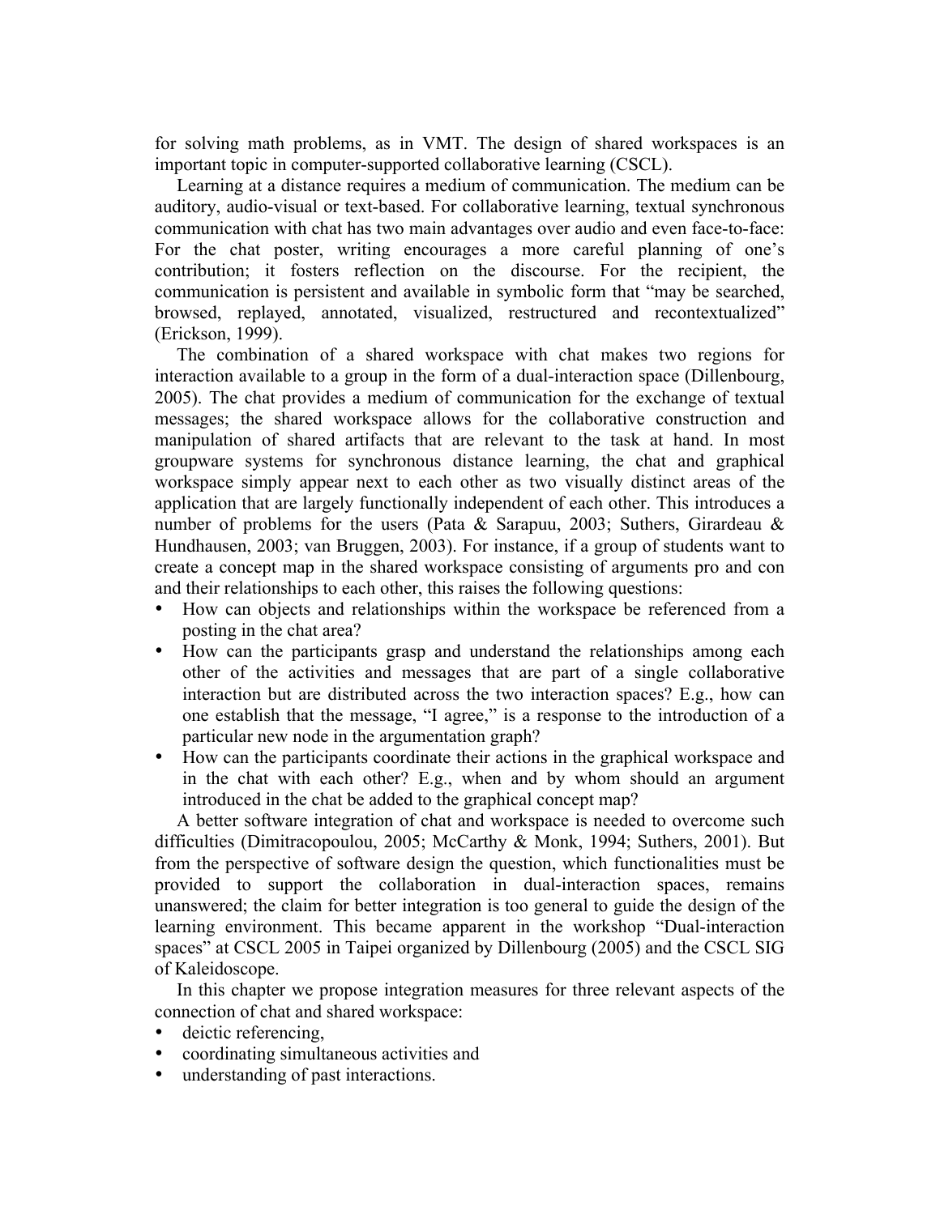for solving math problems, as in VMT. The design of shared workspaces is an important topic in computer-supported collaborative learning (CSCL).

Learning at a distance requires a medium of communication. The medium can be auditory, audio-visual or text-based. For collaborative learning, textual synchronous communication with chat has two main advantages over audio and even face-to-face: For the chat poster, writing encourages a more careful planning of one's contribution; it fosters reflection on the discourse. For the recipient, the communication is persistent and available in symbolic form that "may be searched, browsed, replayed, annotated, visualized, restructured and recontextualized" (Erickson, 1999).

The combination of a shared workspace with chat makes two regions for interaction available to a group in the form of a dual-interaction space (Dillenbourg, 2005). The chat provides a medium of communication for the exchange of textual messages; the shared workspace allows for the collaborative construction and manipulation of shared artifacts that are relevant to the task at hand. In most groupware systems for synchronous distance learning, the chat and graphical workspace simply appear next to each other as two visually distinct areas of the application that are largely functionally independent of each other. This introduces a number of problems for the users (Pata & Sarapuu, 2003; Suthers, Girardeau & Hundhausen, 2003; van Bruggen, 2003). For instance, if a group of students want to create a concept map in the shared workspace consisting of arguments pro and con and their relationships to each other, this raises the following questions:

- How can objects and relationships within the workspace be referenced from a posting in the chat area?
- How can the participants grasp and understand the relationships among each other of the activities and messages that are part of a single collaborative interaction but are distributed across the two interaction spaces? E.g., how can one establish that the message, "I agree," is a response to the introduction of a particular new node in the argumentation graph?
- How can the participants coordinate their actions in the graphical workspace and in the chat with each other? E.g., when and by whom should an argument introduced in the chat be added to the graphical concept map?

A better software integration of chat and workspace is needed to overcome such difficulties (Dimitracopoulou, 2005; McCarthy & Monk, 1994; Suthers, 2001). But from the perspective of software design the question, which functionalities must be provided to support the collaboration in dual-interaction spaces, remains unanswered; the claim for better integration is too general to guide the design of the learning environment. This became apparent in the workshop "Dual-interaction spaces" at CSCL 2005 in Taipei organized by Dillenbourg (2005) and the CSCL SIG of Kaleidoscope.

In this chapter we propose integration measures for three relevant aspects of the connection of chat and shared workspace:

- deictic referencing,
- coordinating simultaneous activities and
- understanding of past interactions.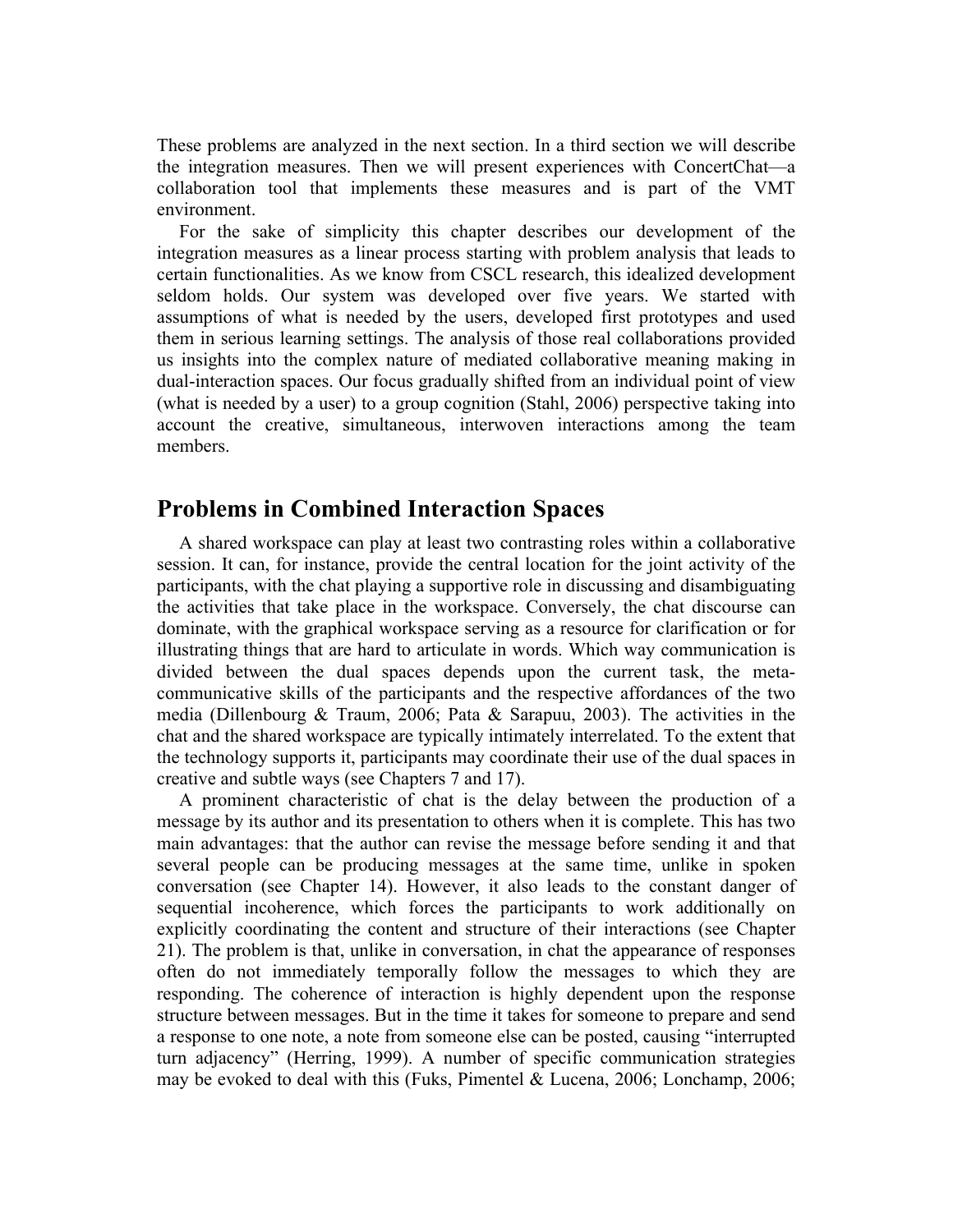These problems are analyzed in the next section. In a third section we will describe the integration measures. Then we will present experiences with ConcertChat—a collaboration tool that implements these measures and is part of the VMT environment.

For the sake of simplicity this chapter describes our development of the integration measures as a linear process starting with problem analysis that leads to certain functionalities. As we know from CSCL research, this idealized development seldom holds. Our system was developed over five years. We started with assumptions of what is needed by the users, developed first prototypes and used them in serious learning settings. The analysis of those real collaborations provided us insights into the complex nature of mediated collaborative meaning making in dual-interaction spaces. Our focus gradually shifted from an individual point of view (what is needed by a user) to a group cognition (Stahl, 2006) perspective taking into account the creative, simultaneous, interwoven interactions among the team members.

## Problems in Combined Interaction Spaces

A shared workspace can play at least two contrasting roles within a collaborative session. It can, for instance, provide the central location for the joint activity of the participants, with the chat playing a supportive role in discussing and disambiguating the activities that take place in the workspace. Conversely, the chat discourse can dominate, with the graphical workspace serving as a resource for clarification or for illustrating things that are hard to articulate in words. Which way communication is divided between the dual spaces depends upon the current task, the meta-communicative skills of the participants and the respective affordances of the two media (Dillenbourg & Traum, 2006; Pata & Sarapuu, 2003). The activities in the chat and the shared workspace are typically intimately interrelated. To the extent that the technology supports it, participants may coordinate their use of the dual spaces in creative and subtle ways (see Chapters 7 and 17).

A prominent characteristic of chat is the delay between the production of a message by its author and its presentation to others when it is complete. This has two main advantages: that the author can revise the message before sending it and that several people can be producing messages at the same time, unlike in spoken conversation (see Chapter 14). However, it also leads to the constant danger of sequential incoherence, which forces the participants to work additionally on explicitly coordinating the content and structure of their interactions (see Chapter 21). The problem is that, unlike in conversation, in chat the appearance of responses often do not immediately temporally follow the messages to which they are responding. The coherence of interaction is highly dependent upon the response structure between messages. But in the time it takes for someone to prepare and send a response to one note, a note from someone else can be posted, causing "interrupted turn adjacency" (Herring, 1999). A number of specific communication strategies may be evoked to deal with this (Fuks, Pimentel & Lucena, 2006; Lonchamp, 2006;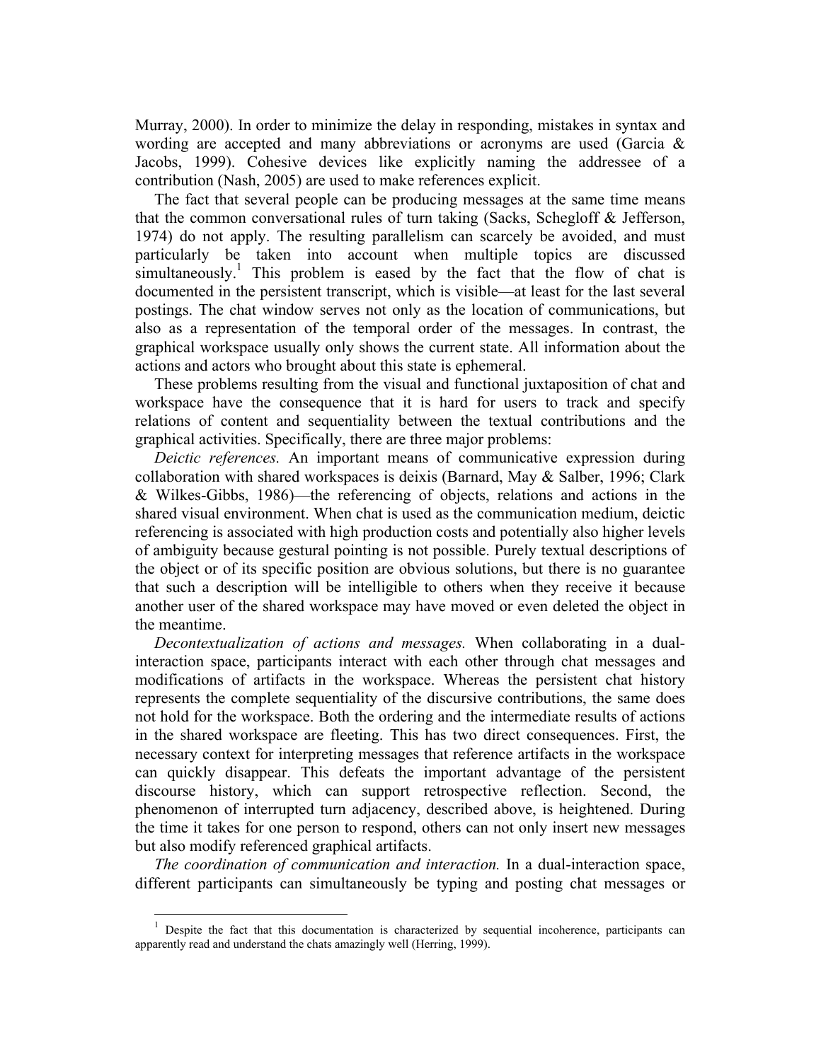Murray, 2000). In order to minimize the delay in responding, mistakes in syntax and wording are accepted and many abbreviations or acronyms are used (Garcia & Jacobs, 1999). Cohesive devices like explicitly naming the addressee of a contribution (Nash, 2005) are used to make references explicit.

The fact that several people can be producing messages at the same time means that the common conversational rules of turn taking (Sacks, Schegloff & Jefferson, 1974) do not apply. The resulting parallelism can scarcely be avoided, and must particularly be taken into account when multiple topics are discussed simultaneously.[1] This problem is eased by the fact that the flow of chat is documented in the persistent transcript, which is visible—at least for the last several postings. The chat window serves not only as the location of communications, but also as a representation of the temporal order of the messages. In contrast, the graphical workspace usually only shows the current state. All information about the actions and actors who brought about this state is ephemeral.

These problems resulting from the visual and functional juxtaposition of chat and workspace have the consequence that it is hard for users to track and specify relations of content and sequentiality between the textual contributions and the graphical activities. Specifically, there are three major problems:

*Deictic references.* An important means of communicative expression during collaboration with shared workspaces is deixis (Barnard, May & Salber, 1996; Clark & Wilkes-Gibbs, 1986)—the referencing of objects, relations and actions in the shared visual environment. When chat is used as the communication medium, deictic referencing is associated with high production costs and potentially also higher levels of ambiguity because gestural pointing is not possible. Purely textual descriptions of the object or of its specific position are obvious solutions, but there is no guarantee that such a description will be intelligible to others when they receive it because another user of the shared workspace may have moved or even deleted the object in the meantime.

*Decontextualization of actions and messages.* When collaborating in a dual-interaction space, participants interact with each other through chat messages and modifications of artifacts in the workspace. Whereas the persistent chat history represents the complete sequentiality of the discursive contributions, the same does not hold for the workspace. Both the ordering and the intermediate results of actions in the shared workspace are fleeting. This has two direct consequences. First, the necessary context for interpreting messages that reference artifacts in the workspace can quickly disappear. This defeats the important advantage of the persistent discourse history, which can support retrospective reflection. Second, the phenomenon of interrupted turn adjacency, described above, is heightened. During the time it takes for one person to respond, others can not only insert new messages but also modify referenced graphical artifacts.

*The coordination of communication and interaction.* In a dual-interaction space, different participants can simultaneously be typing and posting chat messages or

[1] Despite the fact that this documentation is characterized by sequential incoherence, participants can apparently read and understand the chats amazingly well (Herring, 1999).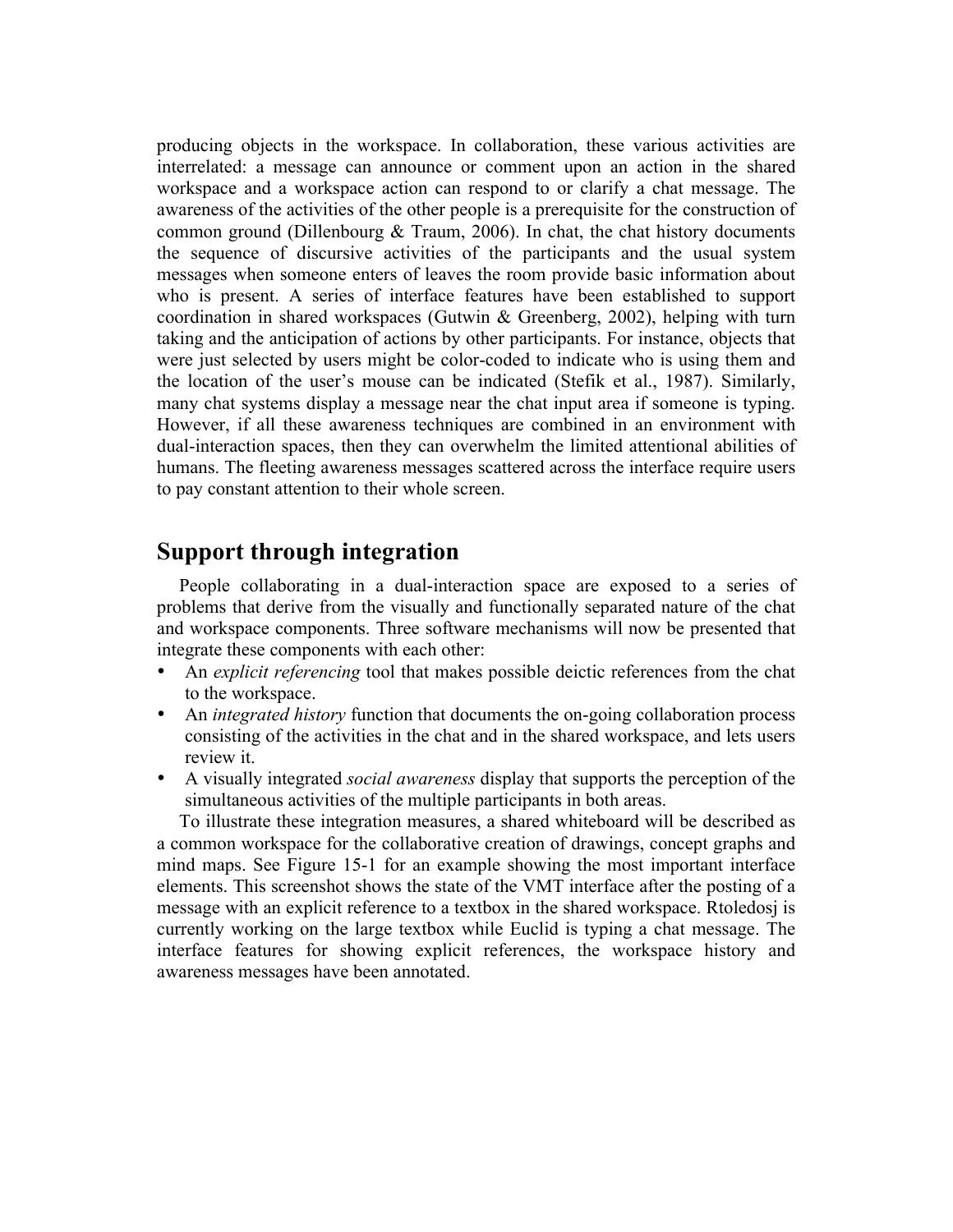producing objects in the workspace. In collaboration, these various activities are interrelated: a message can announce or comment upon an action in the shared workspace and a workspace action can respond to or clarify a chat message. The awareness of the activities of the other people is a prerequisite for the construction of common ground (Dillenbourg & Traum, 2006). In chat, the chat history documents the sequence of discursive activities of the participants and the usual system messages when someone enters of leaves the room provide basic information about who is present. A series of interface features have been established to support coordination in shared workspaces (Gutwin & Greenberg, 2002), helping with turn taking and the anticipation of actions by other participants. For instance, objects that were just selected by users might be color-coded to indicate who is using them and the location of the user's mouse can be indicated (Stefik et al., 1987). Similarly, many chat systems display a message near the chat input area if someone is typing. However, if all these awareness techniques are combined in an environment with dual-interaction spaces, then they can overwhelm the limited attentional abilities of humans. The fleeting awareness messages scattered across the interface require users to pay constant attention to their whole screen.

## Support through integration

People collaborating in a dual-interaction space are exposed to a series of problems that derive from the visually and functionally separated nature of the chat and workspace components. Three software mechanisms will now be presented that integrate these components with each other:

- An *explicit referencing* tool that makes possible deictic references from the chat to the workspace.
- An *integrated history* function that documents the on-going collaboration process consisting of the activities in the chat and in the shared workspace, and lets users review it.
- A visually integrated *social awareness* display that supports the perception of the simultaneous activities of the multiple participants in both areas.

To illustrate these integration measures, a shared whiteboard will be described as a common workspace for the collaborative creation of drawings, concept graphs and mind maps. See Figure 15-1 for an example showing the most important interface elements. This screenshot shows the state of the VMT interface after the posting of a message with an explicit reference to a textbox in the shared workspace. Rtoledosj is currently working on the large textbox while Euclid is typing a chat message. The interface features for showing explicit references, the workspace history and awareness messages have been annotated.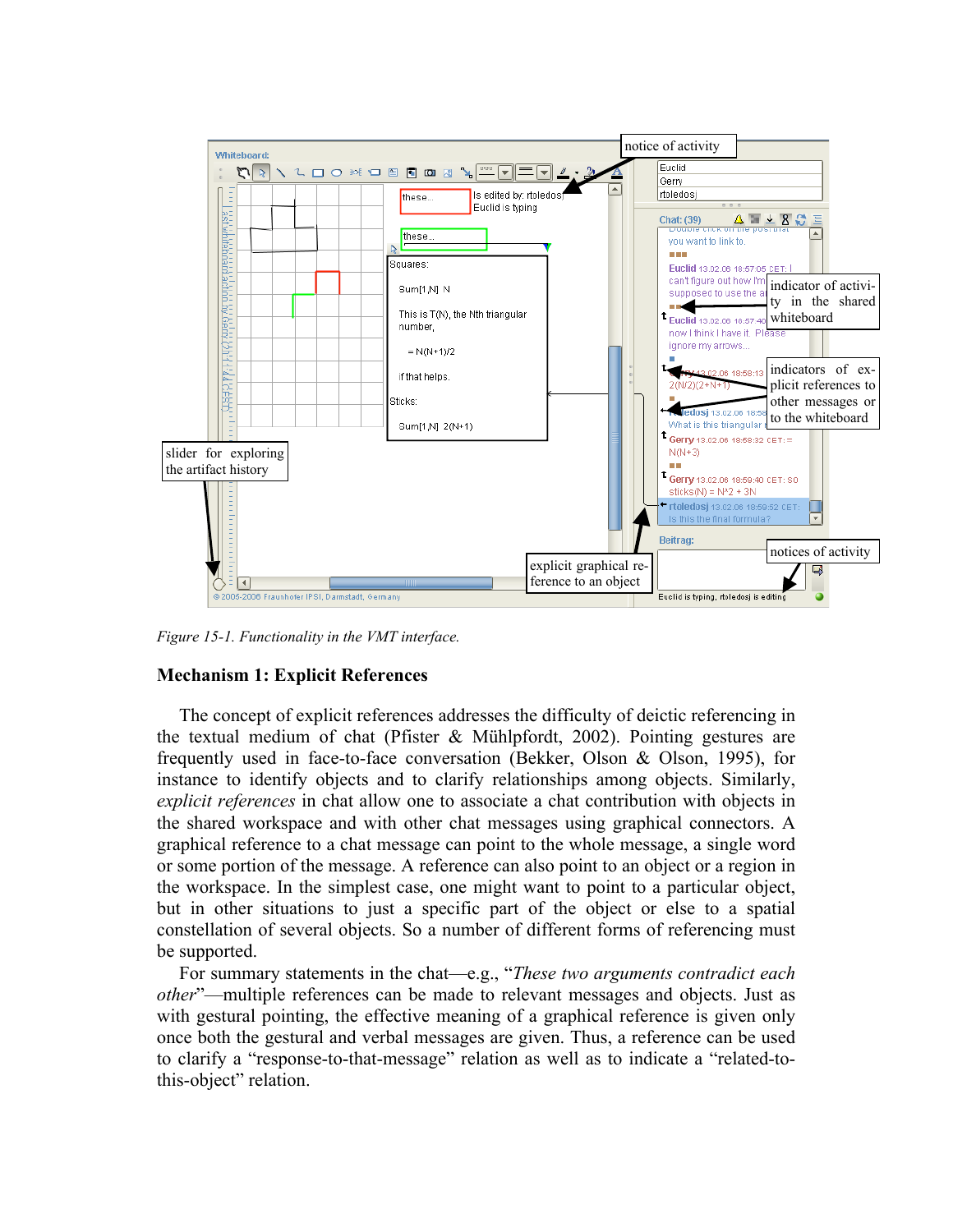*Figure 15-1. Functionality in the VMT interface.*

### Mechanism 1: Explicit References

The concept of explicit references addresses the difficulty of deictic referencing in the textual medium of chat (Pfister & Mühlpfordt, 2002). Pointing gestures are frequently used in face-to-face conversation (Bekker, Olson & Olson, 1995), for instance to identify objects and to clarify relationships among objects. Similarly, *explicit references* in chat allow one to associate a chat contribution with objects in the shared workspace and with other chat messages using graphical connectors. A graphical reference to a chat message can point to the whole message, a single word or some portion of the message. A reference can also point to an object or a region in the workspace. In the simplest case, one might want to point to a particular object, but in other situations to just a specific part of the object or else to a spatial constellation of several objects. So a number of different forms of referencing must be supported.

For summary statements in the chat—e.g., "*These two arguments contradict each other*"—multiple references can be made to relevant messages and objects. Just as with gestural pointing, the effective meaning of a graphical reference is given only once both the gestural and verbal messages are given. Thus, a reference can be used to clarify a "response-to-that-message" relation as well as to indicate a "related-to-this-object" relation.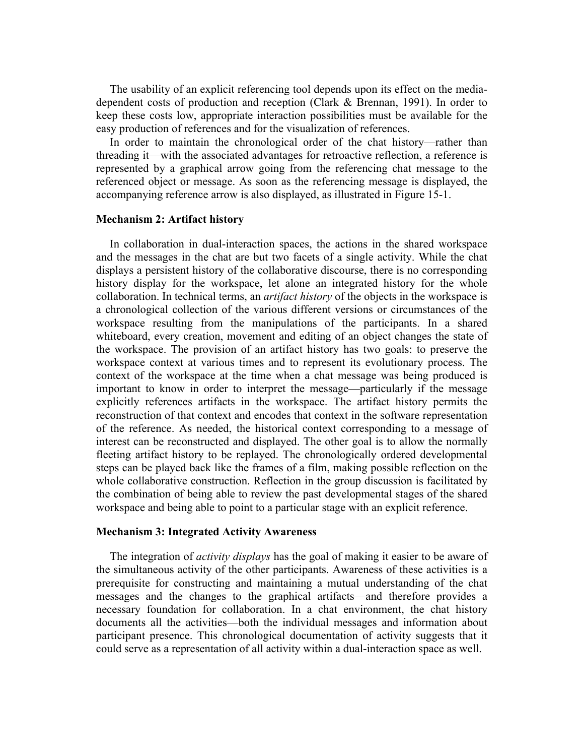The usability of an explicit referencing tool depends upon its effect on the media-dependent costs of production and reception (Clark & Brennan, 1991). In order to keep these costs low, appropriate interaction possibilities must be available for the easy production of references and for the visualization of references.

In order to maintain the chronological order of the chat history—rather than threading it—with the associated advantages for retroactive reflection, a reference is represented by a graphical arrow going from the referencing chat message to the referenced object or message. As soon as the referencing message is displayed, the accompanying reference arrow is also displayed, as illustrated in Figure 15-1.

### Mechanism 2: Artifact history

In collaboration in dual-interaction spaces, the actions in the shared workspace and the messages in the chat are but two facets of a single activity. While the chat displays a persistent history of the collaborative discourse, there is no corresponding history display for the workspace, let alone an integrated history for the whole collaboration. In technical terms, an *artifact history* of the objects in the workspace is a chronological collection of the various different versions or circumstances of the workspace resulting from the manipulations of the participants. In a shared whiteboard, every creation, movement and editing of an object changes the state of the workspace. The provision of an artifact history has two goals: to preserve the workspace context at various times and to represent its evolutionary process. The context of the workspace at the time when a chat message was being produced is important to know in order to interpret the message—particularly if the message explicitly references artifacts in the workspace. The artifact history permits the reconstruction of that context and encodes that context in the software representation of the reference. As needed, the historical context corresponding to a message of interest can be reconstructed and displayed. The other goal is to allow the normally fleeting artifact history to be replayed. The chronologically ordered developmental steps can be played back like the frames of a film, making possible reflection on the whole collaborative construction. Reflection in the group discussion is facilitated by the combination of being able to review the past developmental stages of the shared workspace and being able to point to a particular stage with an explicit reference.

### Mechanism 3: Integrated Activity Awareness

The integration of *activity displays* has the goal of making it easier to be aware of the simultaneous activity of the other participants. Awareness of these activities is a prerequisite for constructing and maintaining a mutual understanding of the chat messages and the changes to the graphical artifacts—and therefore provides a necessary foundation for collaboration. In a chat environment, the chat history documents all the activities—both the individual messages and information about participant presence. This chronological documentation of activity suggests that it could serve as a representation of all activity within a dual-interaction space as well.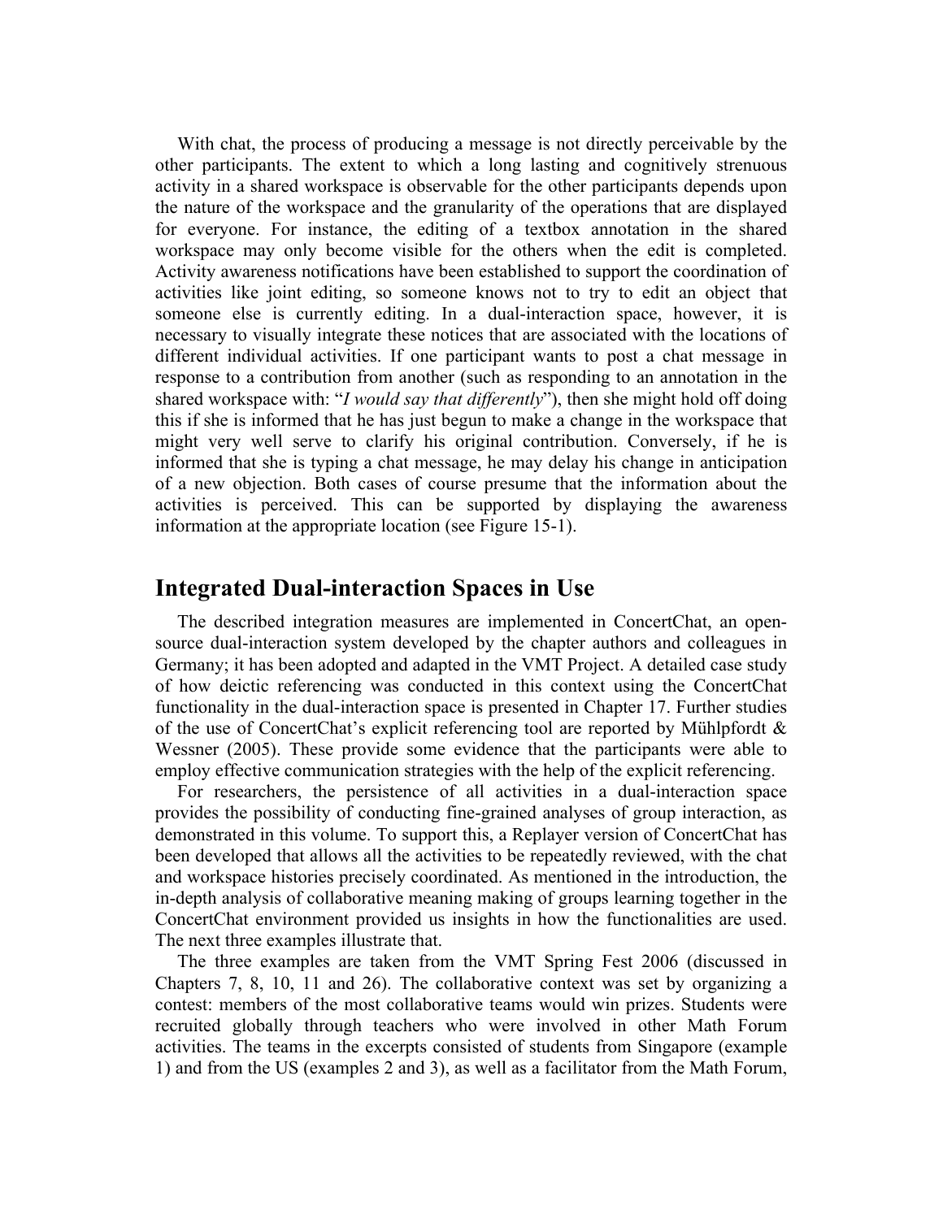With chat, the process of producing a message is not directly perceivable by the other participants. The extent to which a long lasting and cognitively strenuous activity in a shared workspace is observable for the other participants depends upon the nature of the workspace and the granularity of the operations that are displayed for everyone. For instance, the editing of a textbox annotation in the shared workspace may only become visible for the others when the edit is completed. Activity awareness notifications have been established to support the coordination of activities like joint editing, so someone knows not to try to edit an object that someone else is currently editing. In a dual-interaction space, however, it is necessary to visually integrate these notices that are associated with the locations of different individual activities. If one participant wants to post a chat message in response to a contribution from another (such as responding to an annotation in the shared workspace with: "*I would say that differently*"), then she might hold off doing this if she is informed that he has just begun to make a change in the workspace that might very well serve to clarify his original contribution. Conversely, if he is informed that she is typing a chat message, he may delay his change in anticipation of a new objection. Both cases of course presume that the information about the activities is perceived. This can be supported by displaying the awareness information at the appropriate location (see Figure 15-1).

## Integrated Dual-interaction Spaces in Use

The described integration measures are implemented in ConcertChat, an open-source dual-interaction system developed by the chapter authors and colleagues in Germany; it has been adopted and adapted in the VMT Project. A detailed case study of how deictic referencing was conducted in this context using the ConcertChat functionality in the dual-interaction space is presented in Chapter 17. Further studies of the use of ConcertChat's explicit referencing tool are reported by Mühlpfordt & Wessner (2005). These provide some evidence that the participants were able to employ effective communication strategies with the help of the explicit referencing.

For researchers, the persistence of all activities in a dual-interaction space provides the possibility of conducting fine-grained analyses of group interaction, as demonstrated in this volume. To support this, a Replayer version of ConcertChat has been developed that allows all the activities to be repeatedly reviewed, with the chat and workspace histories precisely coordinated. As mentioned in the introduction, the in-depth analysis of collaborative meaning making of groups learning together in the ConcertChat environment provided us insights in how the functionalities are used. The next three examples illustrate that.

The three examples are taken from the VMT Spring Fest 2006 (discussed in Chapters 7, 8, 10, 11 and 26). The collaborative context was set by organizing a contest: members of the most collaborative teams would win prizes. Students were recruited globally through teachers who were involved in other Math Forum activities. The teams in the excerpts consisted of students from Singapore (example 1) and from the US (examples 2 and 3), as well as a facilitator from the Math Forum,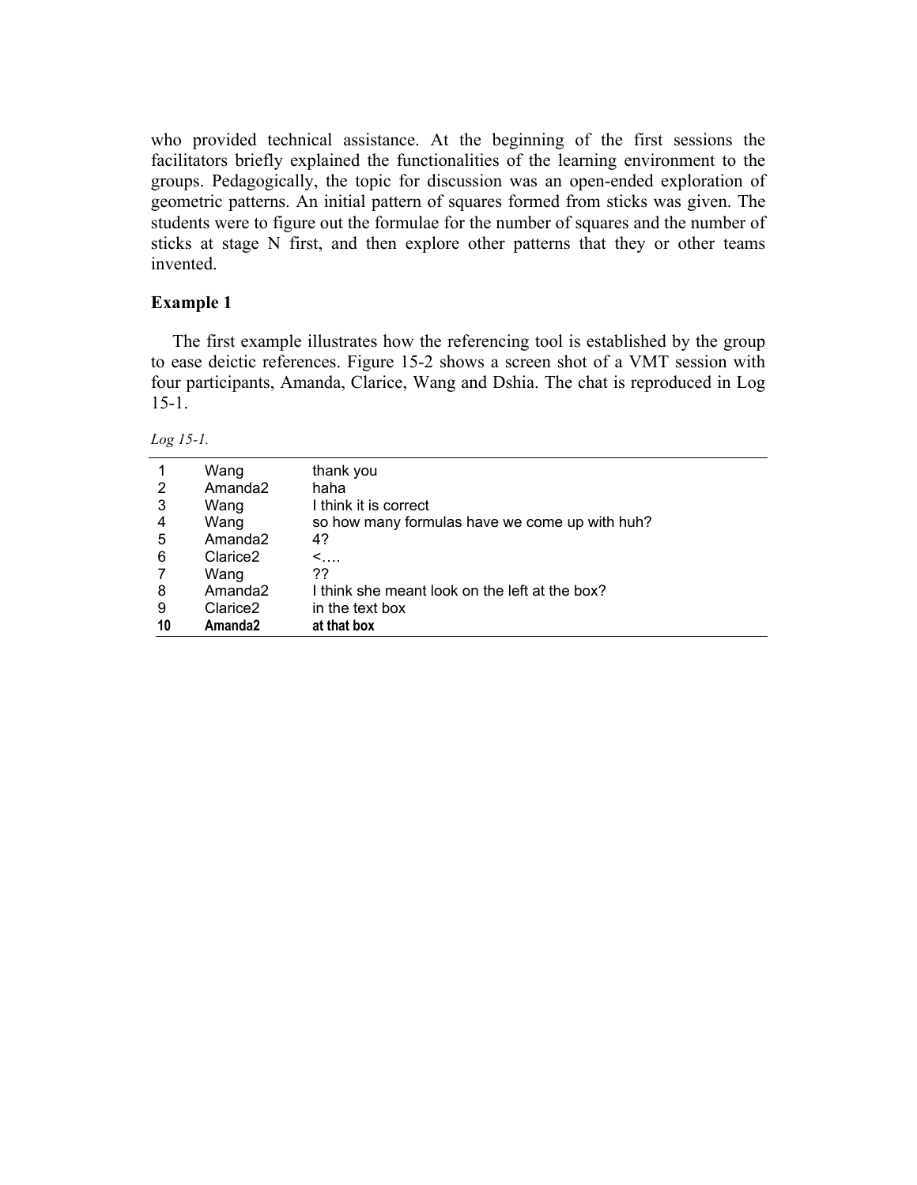who provided technical assistance. At the beginning of the first sessions the facilitators briefly explained the functionalities of the learning environment to the groups. Pedagogically, the topic for discussion was an open-ended exploration of geometric patterns. An initial pattern of squares formed from sticks was given. The students were to figure out the formulae for the number of squares and the number of sticks at stage N first, and then explore other patterns that they or other teams invented.

### Example 1

The first example illustrates how the referencing tool is established by the group to ease deictic references. Figure 15-2 shows a screen shot of a VMT session with four participants, Amanda, Clarice, Wang and Dshia. The chat is reproduced in Log 15-1.

*Log 15-1.*

| | | |
|---|---|---|
| 1 | Wang | thank you |
| 2 | Amanda2 | haha |
| 3 | Wang | I think it is correct |
| 4 | Wang | so how many formulas have we come up with huh? |
| 5 | Amanda2 | 4? |
| 6 | Clarice2 | <…. |
| 7 | Wang | ?? |
| 8 | Amanda2 | I think she meant look on the left at the box? |
| 9 | Clarice2 | in the text box |
| **10** | **Amanda2** | **at that box** |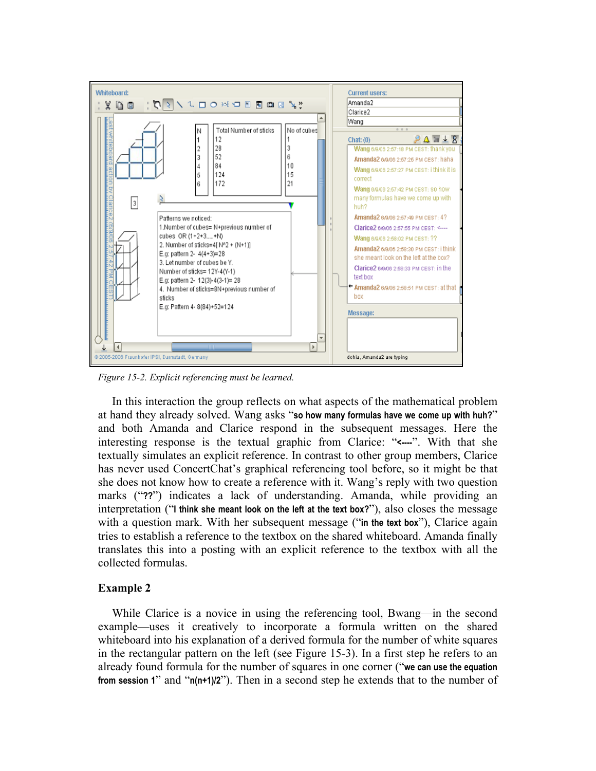Figure 15-2. Explicit referencing must be learned.

In this interaction the group reflects on what aspects of the mathematical problem at hand they already solved. Wang asks "**so how many formulas have we come up with huh?**" and both Amanda and Clarice respond in the subsequent messages. Here the interesting response is the textual graphic from Clarice: "**<----**". With that she textually simulates an explicit reference. In contrast to other group members, Clarice has never used ConcertChat's graphical referencing tool before, so it might be that she does not know how to create a reference with it. Wang's reply with two question marks ("**??**") indicates a lack of understanding. Amanda, while providing an interpretation ("**I think she meant look on the left at the text box?**"), also closes the message with a question mark. With her subsequent message ("**in the text box**"), Clarice again tries to establish a reference to the textbox on the shared whiteboard. Amanda finally translates this into a posting with an explicit reference to the textbox with all the collected formulas.

### Example 2

While Clarice is a novice in using the referencing tool, Bwang—in the second example—uses it creatively to incorporate a formula written on the shared whiteboard into his explanation of a derived formula for the number of white squares in the rectangular pattern on the left (see Figure 15-3). In a first step he refers to an already found formula for the number of squares in one corner ("**we can use the equation from session 1**" and "**n(n+1)/2**"). Then in a second step he extends that to the number of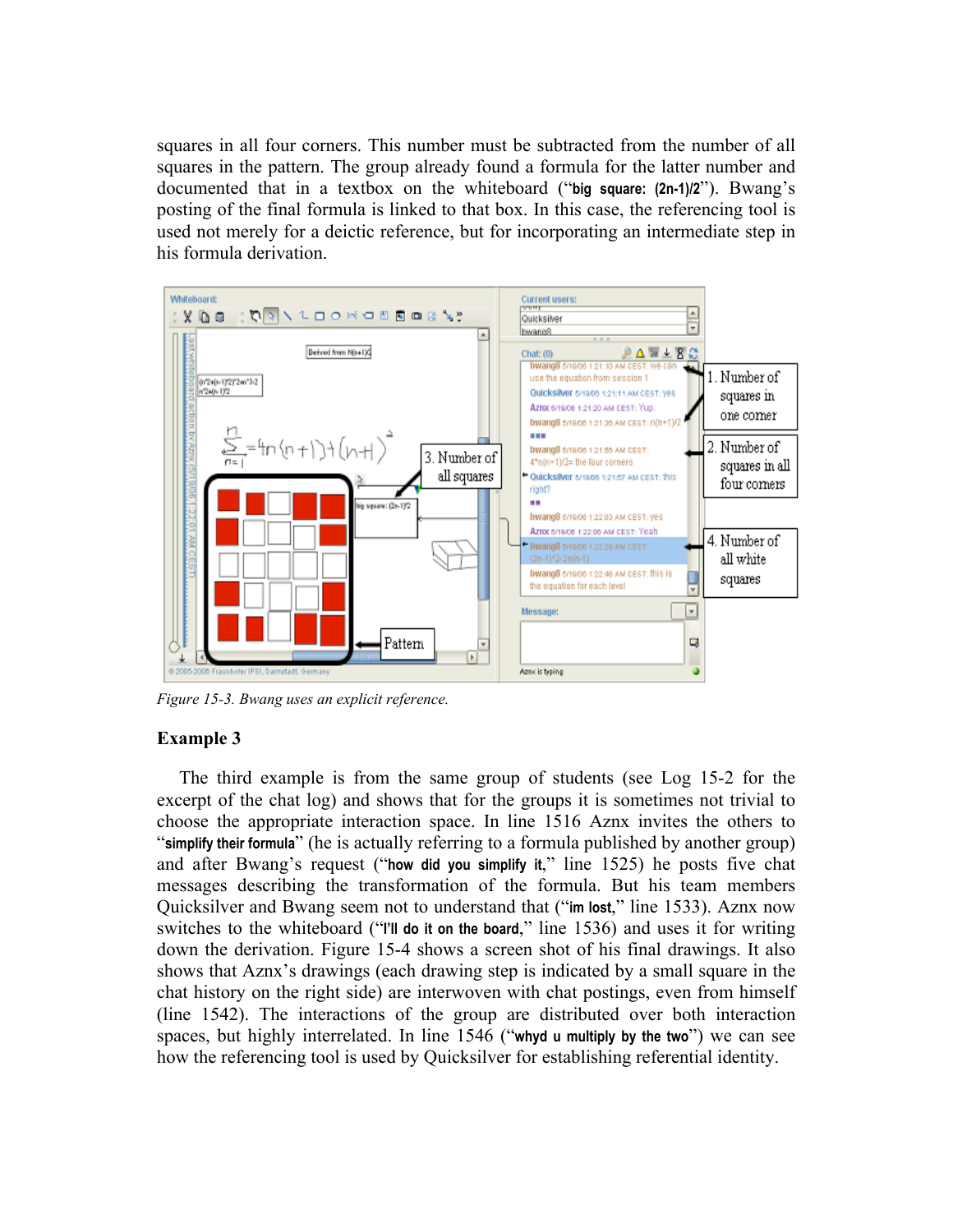squares in all four corners. This number must be subtracted from the number of all squares in the pattern. The group already found a formula for the latter number and documented that in a textbox on the whiteboard ("**big square: (2n-1)/2**"). Bwang's posting of the final formula is linked to that box. In this case, the referencing tool is used not merely for a deictic reference, but for incorporating an intermediate step in his formula derivation.

*Figure 15-3. Bwang uses an explicit reference.*

### Example 3

The third example is from the same group of students (see Log 15-2 for the excerpt of the chat log) and shows that for the groups it is sometimes not trivial to choose the appropriate interaction space. In line 1516 Aznx invites the others to "**simplify their formula**" (he is actually referring to a formula published by another group) and after Bwang's request ("**how did you simplify it**," line 1525) he posts five chat messages describing the transformation of the formula. But his team members Quicksilver and Bwang seem not to understand that ("**im lost**," line 1533). Aznx now switches to the whiteboard ("**I'll do it on the board**," line 1536) and uses it for writing down the derivation. Figure 15-4 shows a screen shot of his final drawings. It also shows that Aznx's drawings (each drawing step is indicated by a small square in the chat history on the right side) are interwoven with chat postings, even from himself (line 1542). The interactions of the group are distributed over both interaction spaces, but highly interrelated. In line 1546 ("**whyd u multiply by the two**") we can see how the referencing tool is used by Quicksilver for establishing referential identity.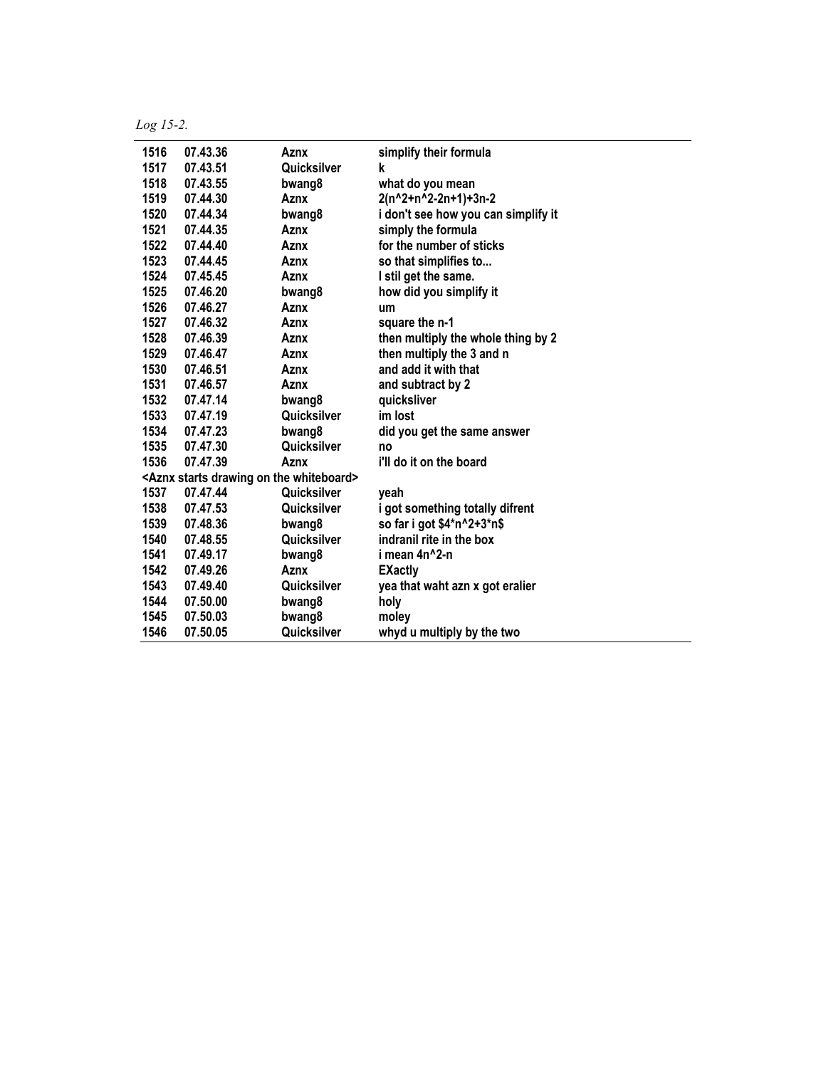*Log 15-2.*

| | | | |
|---|---|---|---|
| 1516 | 07.43.36 | Aznx | simplify their formula |
| 1517 | 07.43.51 | Quicksilver | k |
| 1518 | 07.43.55 | bwang8 | what do you mean |
| 1519 | 07.44.30 | Aznx | 2(n^2+n^2-2n+1)+3n-2 |
| 1520 | 07.44.34 | bwang8 | i don't see how you can simplify it |
| 1521 | 07.44.35 | Aznx | simply the formula |
| 1522 | 07.44.40 | Aznx | for the number of sticks |
| 1523 | 07.44.45 | Aznx | so that simplifies to... |
| 1524 | 07.45.45 | Aznx | I stil get the same. |
| 1525 | 07.46.20 | bwang8 | how did you simplify it |
| 1526 | 07.46.27 | Aznx | um |
| 1527 | 07.46.32 | Aznx | square the n-1 |
| 1528 | 07.46.39 | Aznx | then multiply the whole thing by 2 |
| 1529 | 07.46.47 | Aznx | then multiply the 3 and n |
| 1530 | 07.46.51 | Aznx | and add it with that |
| 1531 | 07.46.57 | Aznx | and subtract by 2 |
| 1532 | 07.47.14 | bwang8 | quicksliver |
| 1533 | 07.47.19 | Quicksilver | im lost |
| 1534 | 07.47.23 | bwang8 | did you get the same answer |
| 1535 | 07.47.30 | Quicksilver | no |
| 1536 | 07.47.39 | Aznx | i'll do it on the board |
| <Aznx starts drawing on the whiteboard> | | | |
| 1537 | 07.47.44 | Quicksilver | yeah |
| 1538 | 07.47.53 | Quicksilver | i got something totally difrent |
| 1539 | 07.48.36 | bwang8 | so far i got $4*n^2+3*n$ |
| 1540 | 07.48.55 | Quicksilver | indranil rite in the box |
| 1541 | 07.49.17 | bwang8 | i mean 4n^2-n |
| 1542 | 07.49.26 | Aznx | EXactly |
| 1543 | 07.49.40 | Quicksilver | yea that waht azn x got eralier |
| 1544 | 07.50.00 | bwang8 | holy |
| 1545 | 07.50.03 | bwang8 | moley |
| 1546 | 07.50.05 | Quicksilver | whyd u multiply by the two |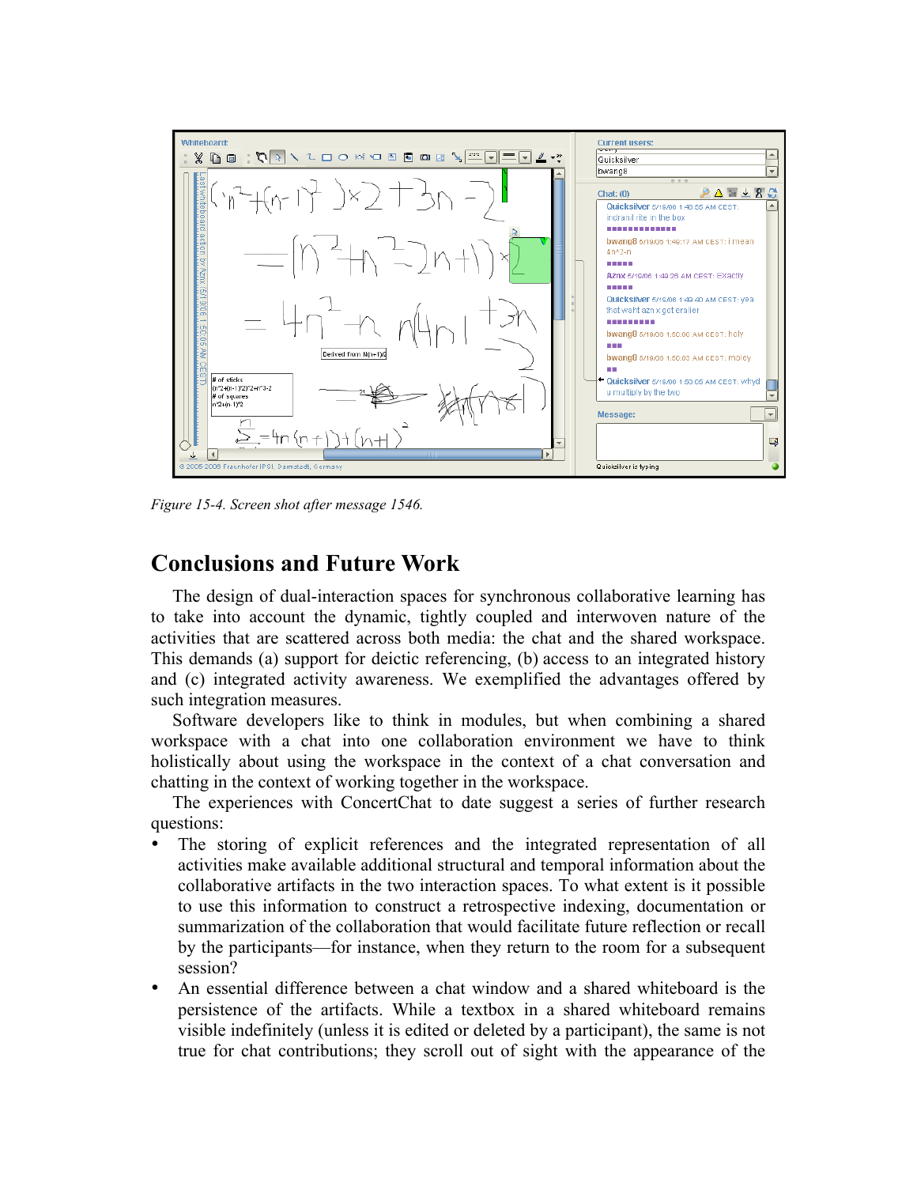Figure 15-4. Screen shot after message 1546.

## Conclusions and Future Work

The design of dual-interaction spaces for synchronous collaborative learning has to take into account the dynamic, tightly coupled and interwoven nature of the activities that are scattered across both media: the chat and the shared workspace. This demands (a) support for deictic referencing, (b) access to an integrated history and (c) integrated activity awareness. We exemplified the advantages offered by such integration measures.

Software developers like to think in modules, but when combining a shared workspace with a chat into one collaboration environment we have to think holistically about using the workspace in the context of a chat conversation and chatting in the context of working together in the workspace.

The experiences with ConcertChat to date suggest a series of further research questions:

- The storing of explicit references and the integrated representation of all activities make available additional structural and temporal information about the collaborative artifacts in the two interaction spaces. To what extent is it possible to use this information to construct a retrospective indexing, documentation or summarization of the collaboration that would facilitate future reflection or recall by the participants—for instance, when they return to the room for a subsequent session?
- An essential difference between a chat window and a shared whiteboard is the persistence of the artifacts. While a textbox in a shared whiteboard remains visible indefinitely (unless it is edited or deleted by a participant), the same is not true for chat contributions; they scroll out of sight with the appearance of the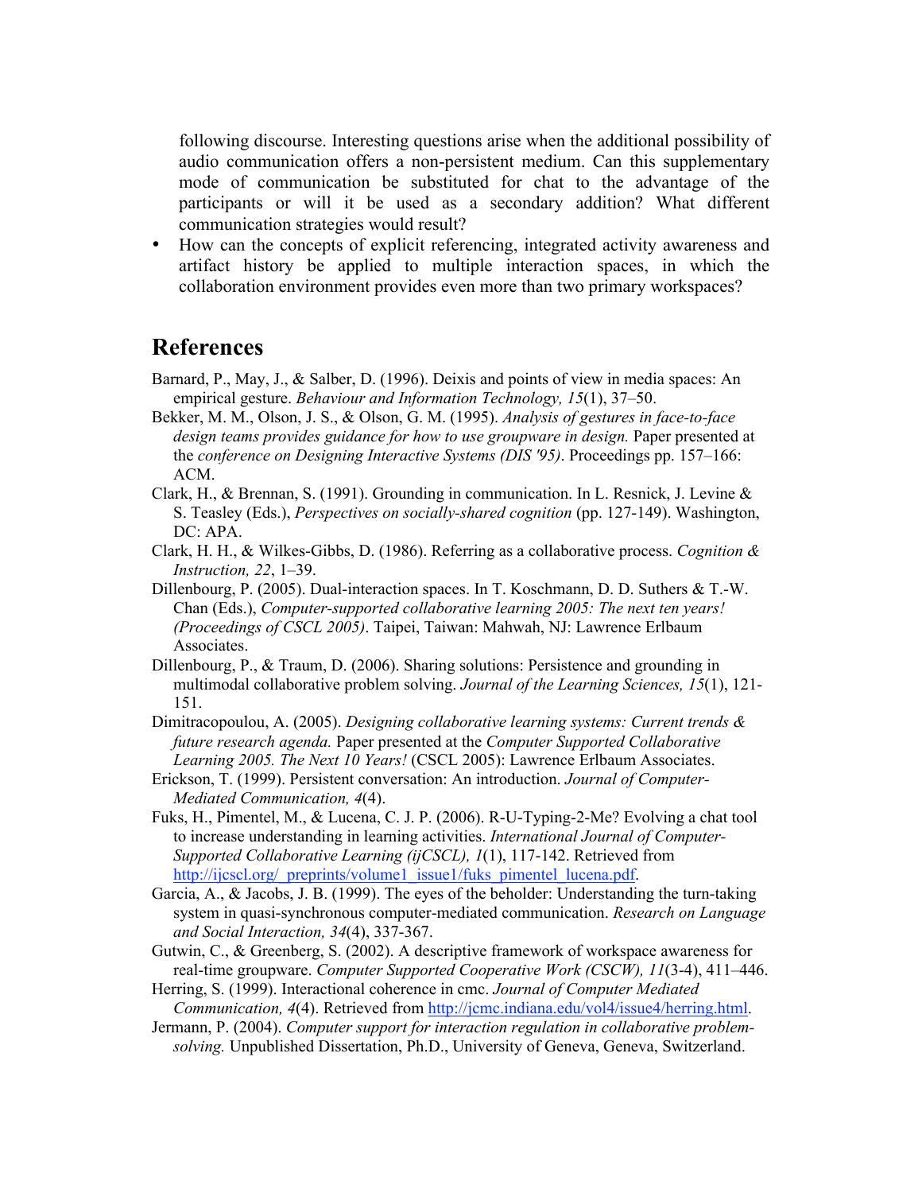following discourse. Interesting questions arise when the additional possibility of audio communication offers a non-persistent medium. Can this supplementary mode of communication be substituted for chat to the advantage of the participants or will it be used as a secondary addition? What different communication strategies would result?

- How can the concepts of explicit referencing, integrated activity awareness and artifact history be applied to multiple interaction spaces, in which the collaboration environment provides even more than two primary workspaces?

## References

Barnard, P., May, J., & Salber, D. (1996). Deixis and points of view in media spaces: An empirical gesture. *Behaviour and Information Technology, 15*(1), 37–50.

Bekker, M. M., Olson, J. S., & Olson, G. M. (1995). *Analysis of gestures in face-to-face design teams provides guidance for how to use groupware in design.* Paper presented at the *conference on Designing Interactive Systems (DIS '95)*. Proceedings pp. 157–166: ACM.

Clark, H., & Brennan, S. (1991). Grounding in communication. In L. Resnick, J. Levine & S. Teasley (Eds.), *Perspectives on socially-shared cognition* (pp. 127-149). Washington, DC: APA.

Clark, H. H., & Wilkes-Gibbs, D. (1986). Referring as a collaborative process. *Cognition & Instruction, 22*, 1–39.

Dillenbourg, P. (2005). Dual-interaction spaces. In T. Koschmann, D. D. Suthers & T.-W. Chan (Eds.), *Computer-supported collaborative learning 2005: The next ten years! (Proceedings of CSCL 2005)*. Taipei, Taiwan: Mahwah, NJ: Lawrence Erlbaum Associates.

Dillenbourg, P., & Traum, D. (2006). Sharing solutions: Persistence and grounding in multimodal collaborative problem solving. *Journal of the Learning Sciences, 15*(1), 121-151.

Dimitracopoulou, A. (2005). *Designing collaborative learning systems: Current trends & future research agenda.* Paper presented at the *Computer Supported Collaborative Learning 2005. The Next 10 Years!* (CSCL 2005): Lawrence Erlbaum Associates.

Erickson, T. (1999). Persistent conversation: An introduction. *Journal of Computer-Mediated Communication, 4*(4).

Fuks, H., Pimentel, M., & Lucena, C. J. P. (2006). R-U-Typing-2-Me? Evolving a chat tool to increase understanding in learning activities. *International Journal of Computer-Supported Collaborative Learning (ijCSCL), 1*(1), 117-142. Retrieved from http://ijcscl.org/_preprints/volume1_issue1/fuks_pimentel_lucena.pdf.

Garcia, A., & Jacobs, J. B. (1999). The eyes of the beholder: Understanding the turn-taking system in quasi-synchronous computer-mediated communication. *Research on Language and Social Interaction, 34*(4), 337-367.

Gutwin, C., & Greenberg, S. (2002). A descriptive framework of workspace awareness for real-time groupware. *Computer Supported Cooperative Work (CSCW), 11*(3-4), 411–446.

Herring, S. (1999). Interactional coherence in cmc. *Journal of Computer Mediated Communication, 4*(4). Retrieved from http://jcmc.indiana.edu/vol4/issue4/herring.html.

Jermann, P. (2004). *Computer support for interaction regulation in collaborative problem-solving.* Unpublished Dissertation, Ph.D., University of Geneva, Geneva, Switzerland.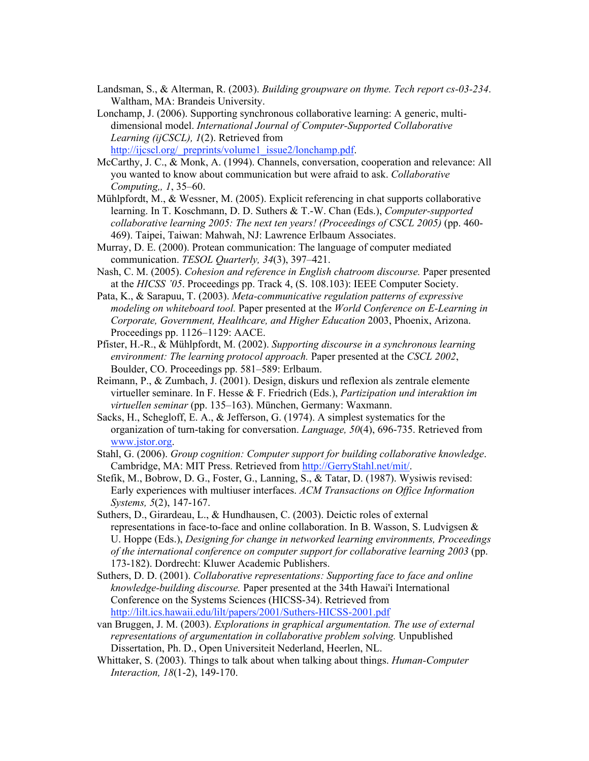Landsman, S., & Alterman, R. (2003). *Building groupware on thyme. Tech report cs-03-234*. Waltham, MA: Brandeis University.

Lonchamp, J. (2006). Supporting synchronous collaborative learning: A generic, multi-dimensional model. *International Journal of Computer-Supported Collaborative Learning (ijCSCL), 1*(2). Retrieved from http://ijcscl.org/_preprints/volume1_issue2/lonchamp.pdf.

McCarthy, J. C., & Monk, A. (1994). Channels, conversation, cooperation and relevance: All you wanted to know about communication but were afraid to ask. *Collaborative Computing,, 1*, 35–60.

Mühlpfordt, M., & Wessner, M. (2005). Explicit referencing in chat supports collaborative learning. In T. Koschmann, D. D. Suthers & T.-W. Chan (Eds.), *Computer-supported collaborative learning 2005: The next ten years! (Proceedings of CSCL 2005)* (pp. 460-469). Taipei, Taiwan: Mahwah, NJ: Lawrence Erlbaum Associates.

Murray, D. E. (2000). Protean communication: The language of computer mediated communication. *TESOL Quarterly, 34*(3), 397–421.

Nash, C. M. (2005). *Cohesion and reference in English chatroom discourse.* Paper presented at the *HICSS '05*. Proceedings pp. Track 4, (S. 108.103): IEEE Computer Society.

Pata, K., & Sarapuu, T. (2003). *Meta-communicative regulation patterns of expressive modeling on whiteboard tool.* Paper presented at the *World Conference on E-Learning in Corporate, Government, Healthcare, and Higher Education* 2003, Phoenix, Arizona. Proceedings pp. 1126–1129: AACE.

Pfister, H.-R., & Mühlpfordt, M. (2002). *Supporting discourse in a synchronous learning environment: The learning protocol approach.* Paper presented at the *CSCL 2002*, Boulder, CO. Proceedings pp. 581–589: Erlbaum.

Reimann, P., & Zumbach, J. (2001). Design, diskurs und reflexion als zentrale elemente virtueller seminare. In F. Hesse & F. Friedrich (Eds.), *Partizipation und interaktion im virtuellen seminar* (pp. 135–163). München, Germany: Waxmann.

Sacks, H., Schegloff, E. A., & Jefferson, G. (1974). A simplest systematics for the organization of turn-taking for conversation. *Language, 50*(4), 696-735. Retrieved from www.jstor.org.

Stahl, G. (2006). *Group cognition: Computer support for building collaborative knowledge*. Cambridge, MA: MIT Press. Retrieved from http://GerryStahl.net/mit/.

Stefik, M., Bobrow, D. G., Foster, G., Lanning, S., & Tatar, D. (1987). Wysiwis revised: Early experiences with multiuser interfaces. *ACM Transactions on Office Information Systems, 5*(2), 147-167.

Suthers, D., Girardeau, L., & Hundhausen, C. (2003). Deictic roles of external representations in face-to-face and online collaboration. In B. Wasson, S. Ludvigsen & U. Hoppe (Eds.), *Designing for change in networked learning environments, Proceedings of the international conference on computer support for collaborative learning 2003* (pp. 173-182). Dordrecht: Kluwer Academic Publishers.

Suthers, D. D. (2001). *Collaborative representations: Supporting face to face and online knowledge-building discourse.* Paper presented at the 34th Hawai'i International Conference on the Systems Sciences (HICSS-34). Retrieved from http://lilt.ics.hawaii.edu/lilt/papers/2001/Suthers-HICSS-2001.pdf

van Bruggen, J. M. (2003). *Explorations in graphical argumentation. The use of external representations of argumentation in collaborative problem solving.* Unpublished Dissertation, Ph. D., Open Universiteit Nederland, Heerlen, NL.

Whittaker, S. (2003). Things to talk about when talking about things. *Human-Computer Interaction, 18*(1-2), 149-170.